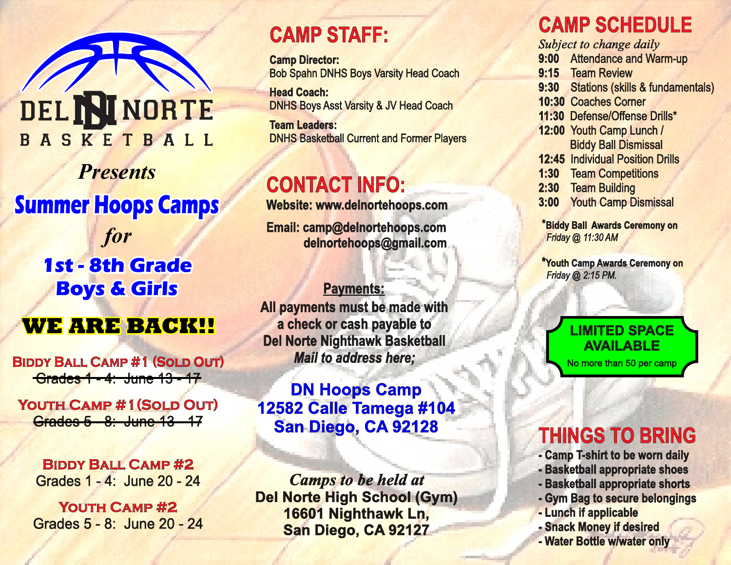# DEL NORTE BASKETBALL

*Presents*

## Summer Hoops Camps

*for*

**1st - 8th Grade Boys & Girls**

**WE ARE BACK!!**

**Biddy Ball Camp #1 (Sold Out)**
~~Grades 1 - 4: June 13 - 17~~

**Youth Camp #1 (Sold Out)**
~~Grades 5 - 8: June 13 - 17~~

**Biddy Ball Camp #2**
Grades 1 - 4: June 20 - 24

**Youth Camp #2**
Grades 5 - 8: June 20 - 24

## CAMP STAFF:

**Camp Director:**
Bob Spahn DNHS Boys Varsity Head Coach

**Head Coach:**
DNHS Boys Asst Varsity & JV Head Coach

**Team Leaders:**
DNHS Basketball Current and Former Players

## CONTACT INFO:

**Website: www.delnortehoops.com**

**Email: camp@delnortehoops.com**
**delnortehoops@gmail.com**

**Payments:**

**All payments must be made with a check or cash payable to Del Norte Nighthawk Basketball**
***Mail to address here;***

**DN Hoops Camp**
**12582 Calle Tamega #104**
**San Diego, CA 92128**

*Camps to be held at*
**Del Norte High School (Gym)**
**16601 Nighthawk Ln,**
**San Diego, CA 92127**

## CAMP SCHEDULE

*Subject to change daily*

- **9:00** Attendance and Warm-up
- **9:15** Team Review
- **9:30** Stations (skills & fundamentals)
- **10:30** Coaches Corner
- **11:30** Defense/Offense Drills*
- **12:00** Youth Camp Lunch / Biddy Ball Dismissal
- **12:45** Individual Position Drills
- **1:30** Team Competitions
- **2:30** Team Building
- **3:00** Youth Camp Dismissal

***Biddy Ball Awards Ceremony on** *Friday @ 11:30 AM*

***Youth Camp Awards Ceremony on** *Friday @ 2:15 PM.*

**LIMITED SPACE AVAILABLE**
No more than 50 per camp

## THINGS TO BRING

- Camp T-shirt to be worn daily
- Basketball appropriate shoes
- Basketball appropriate shorts
- Gym Bag to secure belongings
- Lunch if applicable
- Snack Money if desired
- Water Bottle w/water only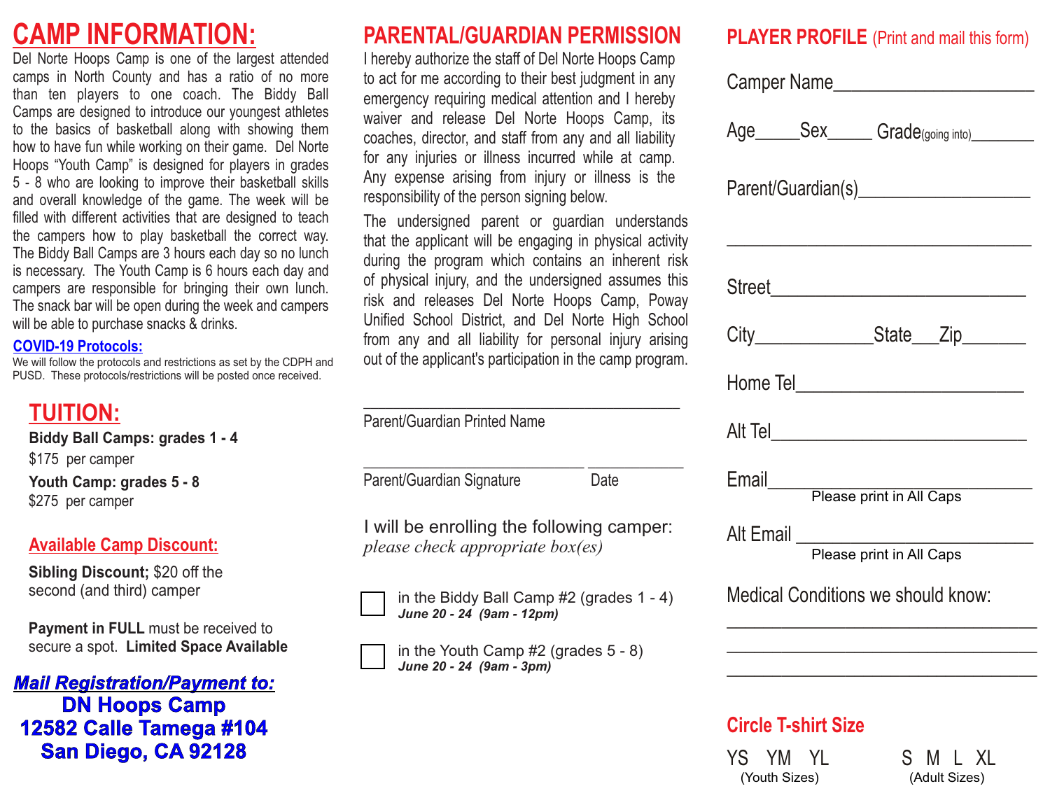# CAMP INFORMATION:

Del Norte Hoops Camp is one of the largest attended camps in North County and has a ratio of no more than ten players to one coach. The Biddy Ball Camps are designed to introduce our youngest athletes to the basics of basketball along with showing them how to have fun while working on their game. Del Norte Hoops "Youth Camp" is designed for players in grades 5 - 8 who are looking to improve their basketball skills and overall knowledge of the game. The week will be filled with different activities that are designed to teach the campers how to play basketball the correct way. The Biddy Ball Camps are 3 hours each day so no lunch is necessary. The Youth Camp is 6 hours each day and campers are responsible for bringing their own lunch. The snack bar will be open during the week and campers will be able to purchase snacks & drinks.

**COVID-19 Protocols:**

We will follow the protocols and restrictions as set by the CDPH and PUSD. These protocols/restrictions will be posted once received.

## TUITION:

**Biddy Ball Camps: grades 1 - 4**
$175 per camper

**Youth Camp: grades 5 - 8**
$275 per camper

**Available Camp Discount:**

**Sibling Discount;** $20 off the second (and third) camper

**Payment in FULL** must be received to secure a spot. **Limited Space Available**

***Mail Registration/Payment to:***

**DN Hoops Camp**
**12582 Calle Tamega #104**
**San Diego, CA 92128**

## PARENTAL/GUARDIAN PERMISSION

I hereby authorize the staff of Del Norte Hoops Camp to act for me according to their best judgment in any emergency requiring medical attention and I hereby waiver and release Del Norte Hoops Camp, its coaches, director, and staff from any and all liability for any injuries or illness incurred while at camp. Any expense arising from injury or illness is the responsibility of the person signing below.

The undersigned parent or guardian understands that the applicant will be engaging in physical activity during the program which contains an inherent risk of physical injury, and the undersigned assumes this risk and releases Del Norte Hoops Camp, Poway Unified School District, and Del Norte High School from any and all liability for personal injury arising out of the applicant's participation in the camp program.

______________________________________
Parent/Guardian Printed Name

__________________________ ___________
Parent/Guardian Signature Date

I will be enrolling the following camper:
*please check appropriate box(es)*

☐ in the Biddy Ball Camp #2 (grades 1 - 4)
***June 20 - 24 (9am - 12pm)***

☐ in the Youth Camp #2 (grades 5 - 8)
***June 20 - 24 (9am - 3pm)***

## PLAYER PROFILE (Print and mail this form)

Camper Name____________________

Age_____Sex_____ Grade(going into)________

Parent/Guardian(s)__________________

______________________________

Street___________________________

City____________State___Zip_______

Home Tel________________________

Alt Tel__________________________

Email____________________________
Please print in All Caps

Alt Email ________________________
Please print in All Caps

Medical Conditions we should know:

______________________________
______________________________
______________________________

**Circle T-shirt Size**

YS YM YL (Youth Sizes)

S M L XL (Adult Sizes)